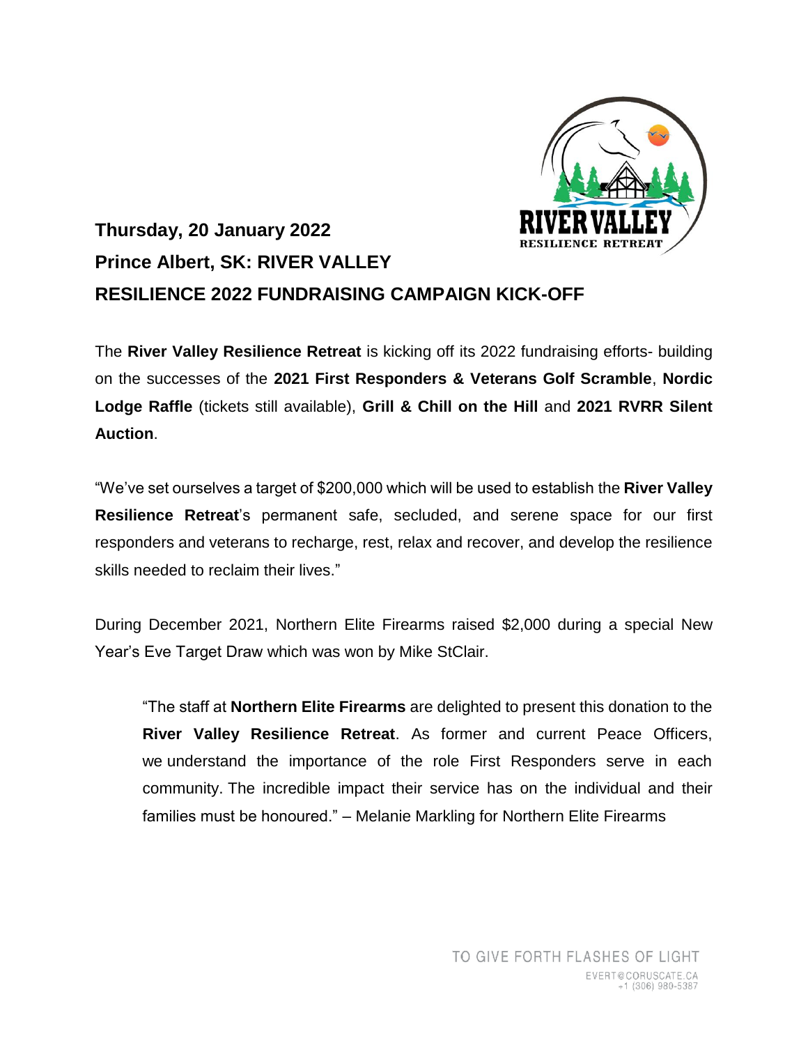**Thursday, 20 January 2022**

# Prince Albert, SK: RIVER VALLEY RESILIENCE 2022 FUNDRAISING CAMPAIGN KICK-OFF

The **River Valley Resilience Retreat** is kicking off its 2022 fundraising efforts- building on the successes of the **2021 First Responders & Veterans Golf Scramble**, **Nordic Lodge Raffle** (tickets still available), **Grill & Chill on the Hill** and **2021 RVRR Silent Auction**.

"We've set ourselves a target of $200,000 which will be used to establish the **River Valley Resilience Retreat**'s permanent safe, secluded, and serene space for our first responders and veterans to recharge, rest, relax and recover, and develop the resilience skills needed to reclaim their lives."

During December 2021, Northern Elite Firearms raised $2,000 during a special New Year's Eve Target Draw which was won by Mike StClair.

> "The staff at **Northern Elite Firearms** are delighted to present this donation to the **River Valley Resilience Retreat**. As former and current Peace Officers, we understand the importance of the role First Responders serve in each community. The incredible impact their service has on the individual and their families must be honoured." – Melanie Markling for Northern Elite Firearms

TO GIVE FORTH FLASHES OF LIGHT
EVERT@CORUSCATE.CA
+1 (306) 980-5387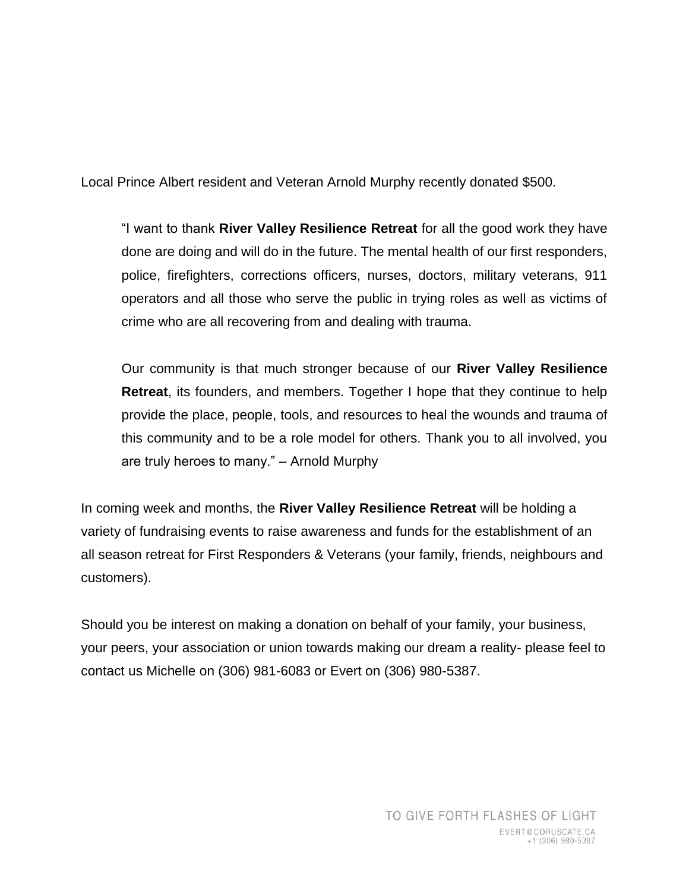Local Prince Albert resident and Veteran Arnold Murphy recently donated $500.

> "I want to thank **River Valley Resilience Retreat** for all the good work they have done are doing and will do in the future. The mental health of our first responders, police, firefighters, corrections officers, nurses, doctors, military veterans, 911 operators and all those who serve the public in trying roles as well as victims of crime who are all recovering from and dealing with trauma.
>
> Our community is that much stronger because of our **River Valley Resilience Retreat**, its founders, and members. Together I hope that they continue to help provide the place, people, tools, and resources to heal the wounds and trauma of this community and to be a role model for others. Thank you to all involved, you are truly heroes to many." – Arnold Murphy

In coming week and months, the **River Valley Resilience Retreat** will be holding a variety of fundraising events to raise awareness and funds for the establishment of an all season retreat for First Responders & Veterans (your family, friends, neighbours and customers).

Should you be interest on making a donation on behalf of your family, your business, your peers, your association or union towards making our dream a reality- please feel to contact us Michelle on (306) 981-6083 or Evert on (306) 980-5387.

TO GIVE FORTH FLASHES OF LIGHT
EVERT@CORUSCATE.CA
+1 (306) 980-5387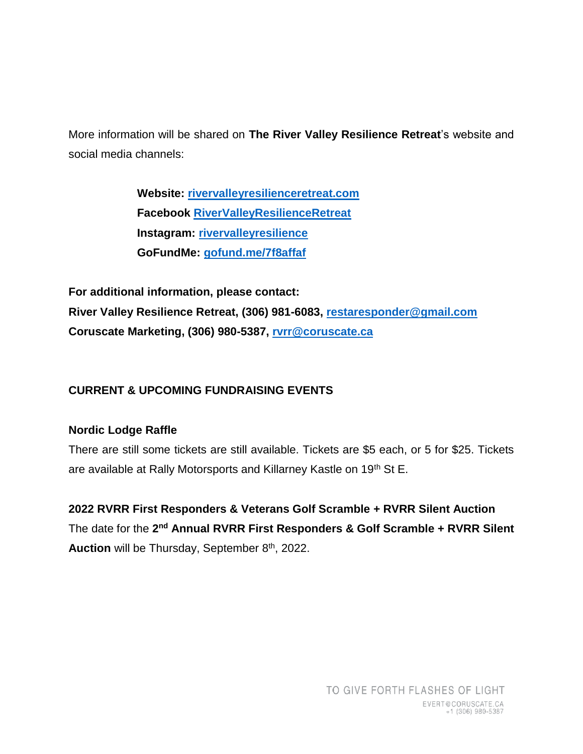More information will be shared on **The River Valley Resilience Retreat**'s website and social media channels:

**Website:** [rivervalleyresilienceretreat.com](rivervalleyresilienceretreat.com)
**Facebook** [RiverValleyResilienceRetreat](RiverValleyResilienceRetreat)
**Instagram:** [rivervalleyresilience](rivervalleyresilience)
**GoFundMe:** [gofund.me/7f8affaf](gofund.me/7f8affaf)

**For additional information, please contact:**
**River Valley Resilience Retreat, (306) 981-6083, restaresponder@gmail.com**
**Coruscate Marketing, (306) 980-5387, rvrr@coruscate.ca**

## CURRENT & UPCOMING FUNDRAISING EVENTS

### Nordic Lodge Raffle

There are still some tickets are still available. Tickets are $5 each, or 5 for $25. Tickets are available at Rally Motorsports and Killarney Kastle on 19th St E.

### 2022 RVRR First Responders & Veterans Golf Scramble + RVRR Silent Auction

The date for the **2nd Annual RVRR First Responders & Golf Scramble + RVRR Silent Auction** will be Thursday, September 8th, 2022.

TO GIVE FORTH FLASHES OF LIGHT
EVERT@CORUSCATE.CA
+1 (306) 980-5387